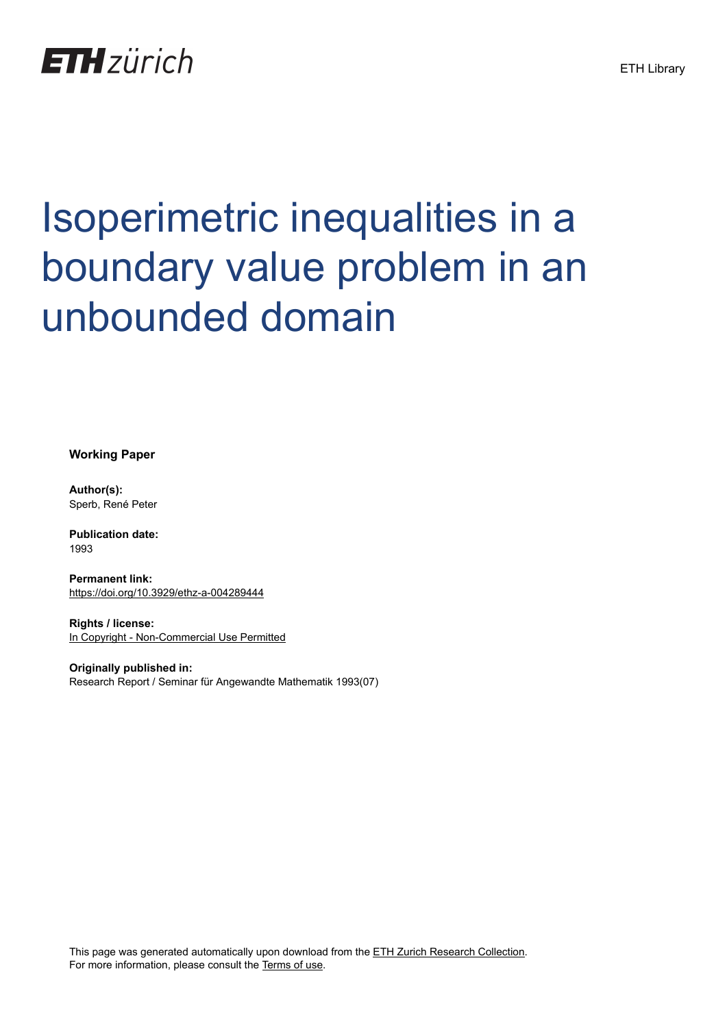ETH zürich

ETH Library

# Isoperimetric inequalities in a boundary value problem in an unbounded domain

**Working Paper**

**Author(s):**
Sperb, René Peter

**Publication date:**
1993

**Permanent link:**
https://doi.org/10.3929/ethz-a-004289444

**Rights / license:**
In Copyright - Non-Commercial Use Permitted

**Originally published in:**
Research Report / Seminar für Angewandte Mathematik 1993(07)

This page was generated automatically upon download from the ETH Zurich Research Collection.
For more information, please consult the Terms of use.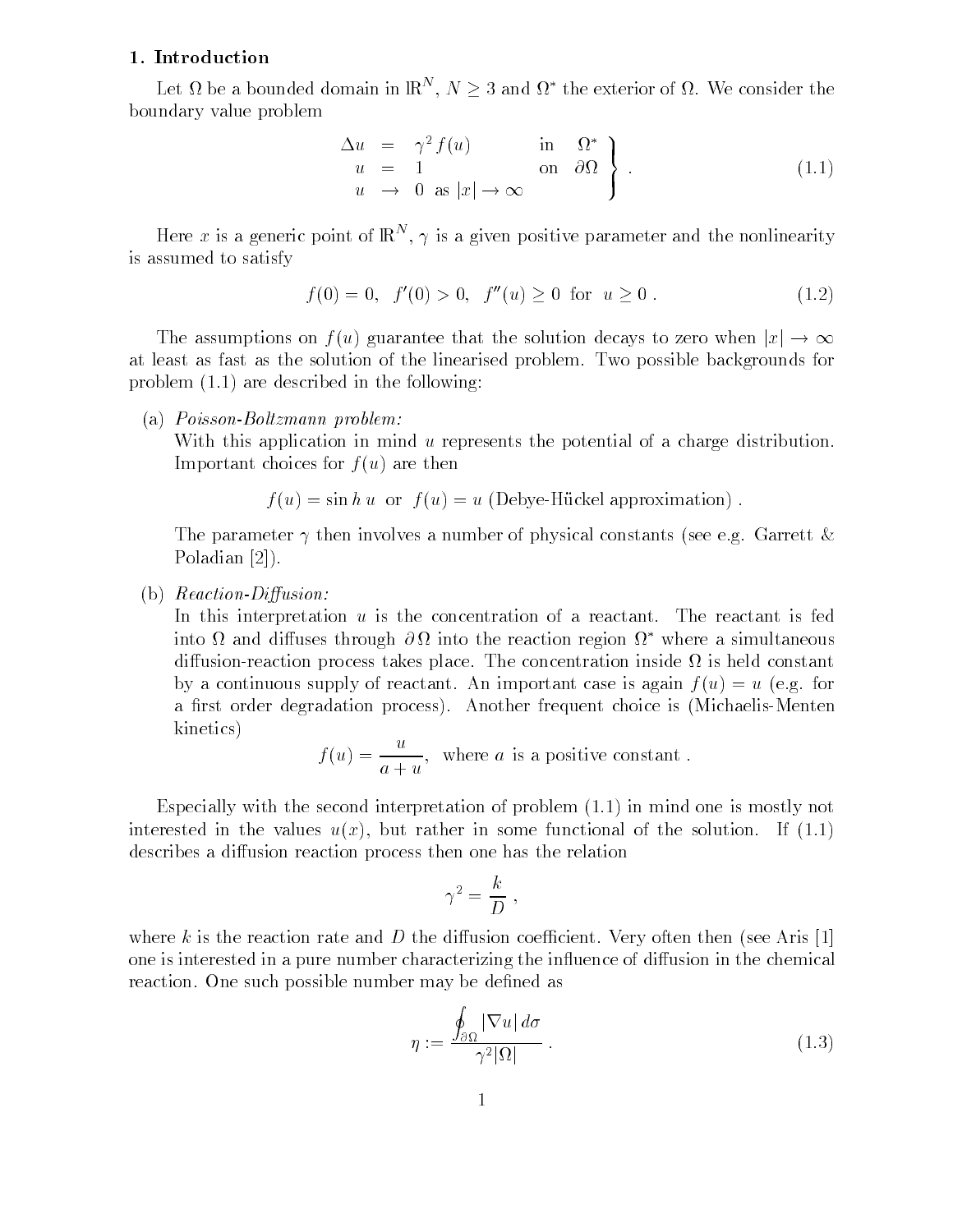## 1. Introduction

Let $\Omega$ be a bounded domain in $\mathbb{R}^N$, $N \geq 3$ and $\Omega^*$ the exterior of $\Omega$. We consider the boundary value problem

$$\left.\begin{array}{rcll} \Delta u & = & \gamma^2 f(u) & \text{in} \quad \Omega^* \\ u & = & 1 & \text{on} \quad \partial\Omega \\ u & \to & 0 \ \text{ as } |x| \to \infty & \end{array}\right\} . \tag{1.1}$$

Here $x$ is a generic point of $\mathbb{R}^N$, $\gamma$ is a given positive parameter and the nonlinearity is assumed to satisfy

$$f(0) = 0, \ \ f'(0) > 0, \ \ f''(u) \geq 0 \ \text{ for } \ u \geq 0 \, . \tag{1.2}$$

The assumptions on $f(u)$ guarantee that the solution decays to zero when $|x| \to \infty$ at least as fast as the solution of the linearised problem. Two possible backgrounds for problem (1.1) are described in the following:

(a) *Poisson-Boltzmann problem:*
With this application in mind $u$ represents the potential of a charge distribution. Important choices for $f(u)$ are then

$$f(u) = \sin h\, u \ \text{ or } \ f(u) = u \text{ (Debye-Hückel approximation)} \, .$$

The parameter $\gamma$ then involves a number of physical constants (see e.g. Garrett & Poladian [2]).

(b) *Reaction-Diffusion:*
In this interpretation $u$ is the concentration of a reactant. The reactant is fed into $\Omega$ and diffuses through $\partial\Omega$ into the reaction region $\Omega^*$ where a simultaneous diffusion-reaction process takes place. The concentration inside $\Omega$ is held constant by a continuous supply of reactant. An important case is again $f(u) = u$ (e.g. for a first order degradation process). Another frequent choice is (Michaelis-Menten kinetics)

$$f(u) = \frac{u}{a+u}, \ \text{ where } a \text{ is a positive constant} \, .$$

Especially with the second interpretation of problem (1.1) in mind one is mostly not interested in the values $u(x)$, but rather in some functional of the solution. If (1.1) describes a diffusion reaction process then one has the relation

$$\gamma^2 = \frac{k}{D} \, ,$$

where $k$ is the reaction rate and $D$ the diffusion coefficient. Very often then (see Aris [1] one is interested in a pure number characterizing the influence of diffusion in the chemical reaction. One such possible number may be defined as

$$\eta := \frac{\oint_{\partial\Omega} |\nabla u| \, d\sigma}{\gamma^2 |\Omega|} \, . \tag{1.3}$$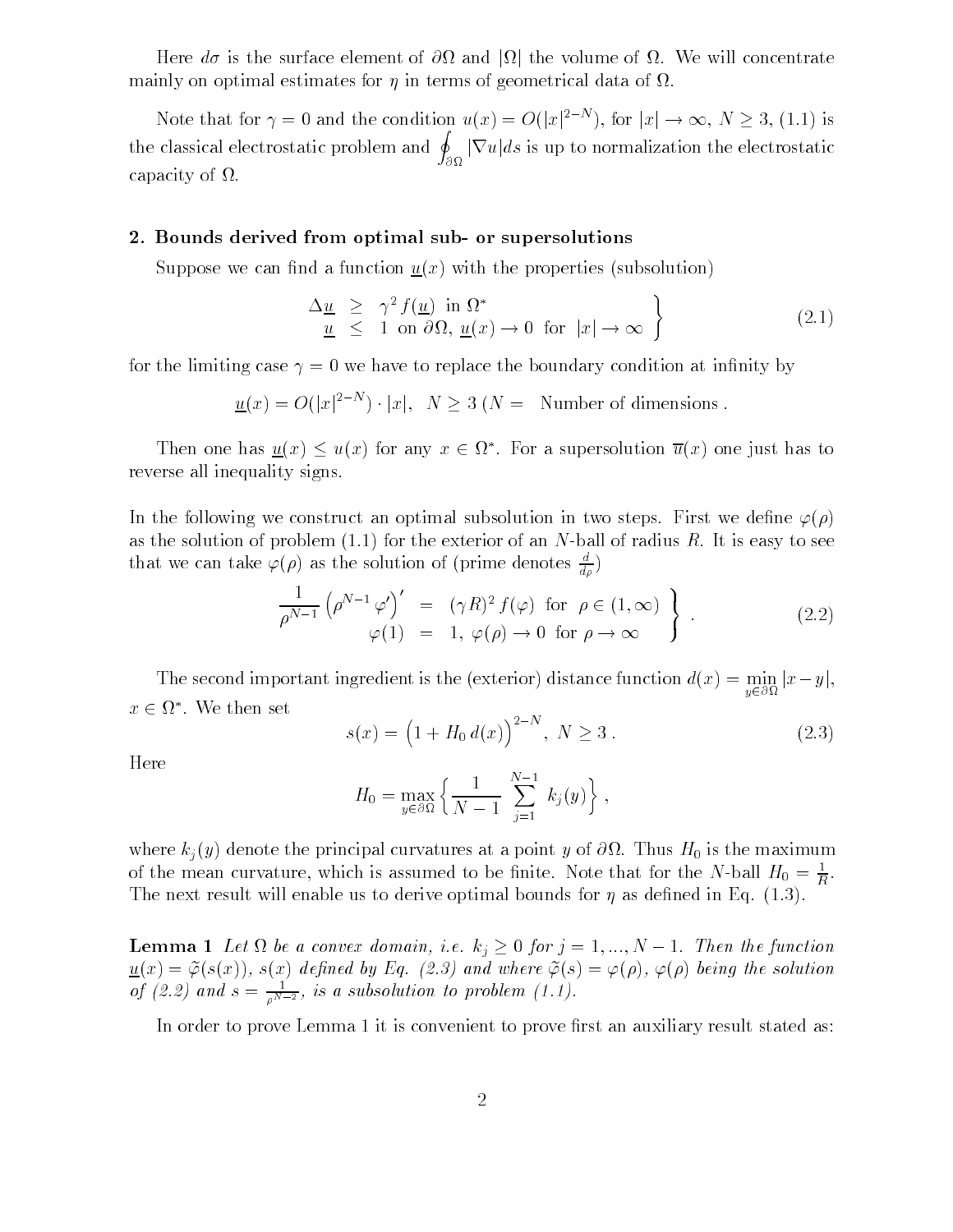Here $d\sigma$ is the surface element of $\partial\Omega$ and $|\Omega|$ the volume of $\Omega$. We will concentrate mainly on optimal estimates for $\eta$ in terms of geometrical data of $\Omega$.

Note that for $\gamma = 0$ and the condition $u(x) = O(|x|^{2-N})$, for $|x| \to \infty$, $N \geq 3$, (1.1) is the classical electrostatic problem and $\oint_{\partial\Omega} |\nabla u| ds$ is up to normalization the electrostatic capacity of $\Omega$.

## 2. Bounds derived from optimal sub- or supersolutions

Suppose we can find a function $\underline{u}(x)$ with the properties (subsolution)

$$\left.\begin{array}{rcl} \Delta \underline{u} & \geq & \gamma^2 f(\underline{u}) \ \text{ in } \Omega^* \\ \underline{u} & \leq & 1 \ \text{ on } \partial\Omega, \ \underline{u}(x) \to 0 \ \text{ for } \ |x| \to \infty \end{array}\right\} \tag{2.1}$$

for the limiting case $\gamma = 0$ we have to replace the boundary condition at infinity by

$$\underline{u}(x) = O(|x|^{2-N}) \cdot |x|, \ \ N \geq 3 \ (N = \ \text{ Number of dimensions .}$$

Then one has $\underline{u}(x) \leq u(x)$ for any $x \in \Omega^*$. For a supersolution $\overline{u}(x)$ one just has to reverse all inequality signs.

In the following we construct an optimal subsolution in two steps. First we define $\varphi(\rho)$ as the solution of problem (1.1) for the exterior of an $N$-ball of radius $R$. It is easy to see that we can take $\varphi(\rho)$ as the solution of (prime denotes $\frac{d}{d\rho}$)

$$\left.\begin{array}{rcl} \dfrac{1}{\rho^{N-1}} \left(\rho^{N-1}\,\varphi'\right)' & = & (\gamma R)^2 f(\varphi) \ \text{ for } \ \rho \in (1, \infty) \\ \varphi(1) & = & 1, \ \varphi(\rho) \to 0 \ \text{ for } \rho \to \infty \end{array}\right\} . \tag{2.2}$$

The second important ingredient is the (exterior) distance function $d(x) = \min\limits_{y \in \partial\Omega} |x - y|$, $x \in \Omega^*$. We then set

$$s(x) = \left(1 + H_0\, d(x)\right)^{2-N}, \ N \geq 3 \, . \tag{2.3}$$

Here

$$H_0 = \max_{y \in \partial\Omega} \left\{ \frac{1}{N-1} \ \sum_{j=1}^{N-1} \ k_j(y) \right\} ,$$

where $k_j(y)$ denote the principal curvatures at a point $y$ of $\partial\Omega$. Thus $H_0$ is the maximum of the mean curvature, which is assumed to be finite. Note that for the $N$-ball $H_0 = \frac{1}{R}$. The next result will enable us to derive optimal bounds for $\eta$ as defined in Eq. (1.3).

**Lemma 1** *Let $\Omega$ be a convex domain, i.e. $k_j \geq 0$ for $j = 1, ..., N-1$. Then the function $\underline{u}(x) = \tilde{\varphi}(s(x))$, $s(x)$ defined by Eq. (2.3) and where $\tilde{\varphi}(s) = \varphi(\rho)$, $\varphi(\rho)$ being the solution of (2.2) and $s = \frac{1}{\rho^{N-2}}$, is a subsolution to problem (1.1).*

In order to prove Lemma 1 it is convenient to prove first an auxiliary result stated as: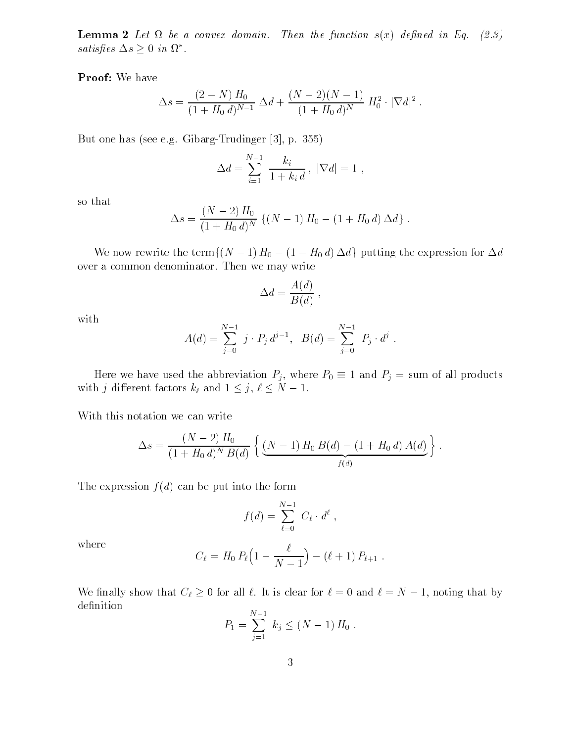**Lemma 2** *Let $\Omega$ be a convex domain. Then the function $s(x)$ defined in Eq. (2.3) satisfies $\Delta s \geq 0$ in $\Omega^*$.*

**Proof:** We have

$$\Delta s = \frac{(2-N)\,H_0}{(1+H_0\,d)^{N-1}}\;\Delta d + \frac{(N-2)(N-1)}{(1+H_0\,d)^{N}}\;H_0^2 \cdot |\nabla d|^2 \;.$$

But one has (see e.g. Gibarg-Trudinger [3], p. 355)

$$\Delta d = \sum_{i=1}^{N-1}\;\frac{k_i}{1+k_i\,d}\;,\;\; |\nabla d| = 1\;,$$

so that

$$\Delta s = \frac{(N-2)\,H_0}{(1+H_0\,d)^N}\;\{(N-1)\,H_0 - (1+H_0\,d)\,\Delta d\}\;.$$

We now rewrite the term$\{(N-1)\,H_0 - (1-H_0\,d)\,\Delta d\}$ putting the expression for $\Delta d$ over a common denominator. Then we may write

$$\Delta d = \frac{A(d)}{B(d)}\;,$$

with

$$A(d) = \sum_{j=0}^{N-1}\; j \cdot P_j\,d^{j-1},\;\; B(d) = \sum_{j=0}^{N-1}\;P_j \cdot d^j\;.$$

Here we have used the abbreviation $P_j$, where $P_0 \equiv 1$ and $P_j$ = sum of all products with $j$ different factors $k_\ell$ and $1 \leq j,\, \ell \leq N-1$.

With this notation we can write

$$\Delta s = \frac{(N-2)\,H_0}{(1+H_0\,d)^N\,B(d)}\;\Big\{\underbrace{(N-1)\,H_0\,B(d) - (1+H_0\,d)\,A(d)}_{f(d)}\Big\}\;.$$

The expression $f(d)$ can be put into the form

$$f(d) = \sum_{\ell=0}^{N-1}\;C_\ell \cdot d^\ell\;,$$

where

$$C_\ell = H_0\,P_\ell\Big(1 - \frac{\ell}{N-1}\Big) - (\ell+1)\,P_{\ell+1}\;.$$

We finally show that $C_\ell \geq 0$ for all $\ell$. It is clear for $\ell = 0$ and $\ell = N-1$, noting that by definition

$$P_1 = \sum_{j=1}^{N-1}\;k_j \leq (N-1)\,H_0\;.$$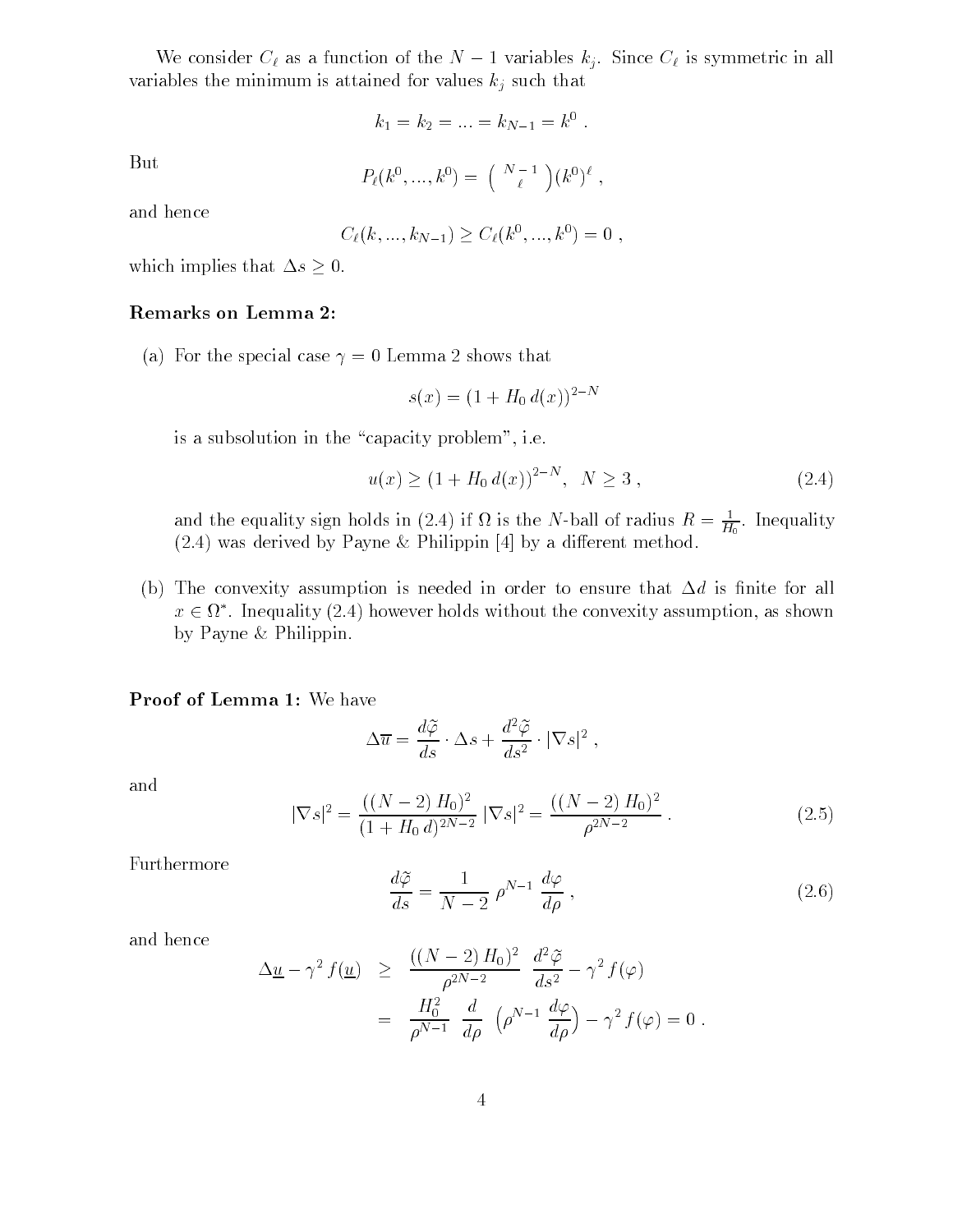We consider $C_\ell$ as a function of the $N-1$ variables $k_j$. Since $C_\ell$ is symmetric in all variables the minimum is attained for values $k_j$ such that

$$k_1 = k_2 = ... = k_{N-1} = k^0 \ .$$

But

$$P_\ell(k^0, ..., k^0) = \left( \begin{array}{c} N-1 \\ \ell \end{array} \right) (k^0)^\ell \ ,$$

and hence

$$C_\ell(k, ..., k_{N-1}) \geq C_\ell(k^0, ..., k^0) = 0 \ ,$$

which implies that $\Delta s \geq 0$.

### Remarks on Lemma 2:

(a) For the special case $\gamma = 0$ Lemma 2 shows that

$$s(x) = (1 + H_0 \, d(x))^{2-N}$$

is a subsolution in the "capacity problem", i.e.

$$u(x) \geq (1 + H_0 \, d(x))^{2-N}, \ \ N \geq 3 \ , \tag{2.4}$$

and the equality sign holds in (2.4) if $\Omega$ is the $N$-ball of radius $R = \frac{1}{H_0}$. Inequality (2.4) was derived by Payne & Philippin [4] by a different method.

(b) The convexity assumption is needed in order to ensure that $\Delta d$ is finite for all $x \in \Omega^*$. Inequality (2.4) however holds without the convexity assumption, as shown by Payne & Philippin.

**Proof of Lemma 1:** We have

$$\Delta \overline{u} = \frac{d\tilde{\varphi}}{ds} \cdot \Delta s + \frac{d^2\tilde{\varphi}}{ds^2} \cdot |\nabla s|^2 \ ,$$

and

$$|\nabla s|^2 = \frac{((N-2) \, H_0)^2}{(1 + H_0 \, d)^{2N-2}} \, |\nabla s|^2 = \frac{((N-2) \, H_0)^2}{\rho^{2N-2}} \ . \tag{2.5}$$

Furthermore

$$\frac{d\tilde{\varphi}}{ds} = \frac{1}{N-2} \, \rho^{N-1} \, \frac{d\varphi}{d\rho} \ , \tag{2.6}$$

and hence

$$\begin{aligned} \Delta \underline{u} - \gamma^2 \, f(\underline{u}) \ &\geq \ \frac{((N-2) \, H_0)^2}{\rho^{2N-2}} \ \frac{d^2\tilde{\varphi}}{ds^2} - \gamma^2 \, f(\varphi) \\ &= \ \frac{H_0^2}{\rho^{N-1}} \ \frac{d}{d\rho} \ \left( \rho^{N-1} \, \frac{d\varphi}{d\rho} \right) - \gamma^2 \, f(\varphi) = 0 \ . \end{aligned}$$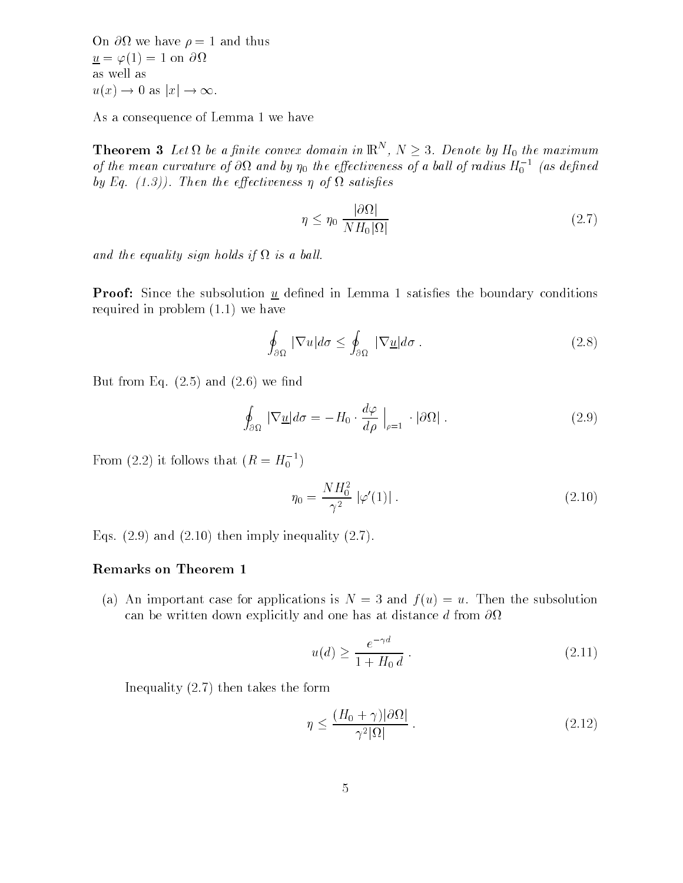On $\partial\Omega$ we have $\rho = 1$ and thus
$\underline{u} = \varphi(1) = 1$ on $\partial\Omega$
as well as
$u(x) \to 0$ as $|x| \to \infty$.

As a consequence of Lemma 1 we have

**Theorem 3** *Let $\Omega$ be a finite convex domain in $\mathbb{R}^N$, $N \geq 3$. Denote by $H_0$ the maximum of the mean curvature of $\partial\Omega$ and by $\eta_0$ the effectiveness of a ball of radius $H_0^{-1}$ (as defined by Eq. (1.3)). Then the effectiveness $\eta$ of $\Omega$ satisfies*

$$\eta \leq \eta_0 \, \frac{|\partial\Omega|}{N H_0 |\Omega|} \tag{2.7}$$

*and the equality sign holds if $\Omega$ is a ball.*

**Proof:** Since the subsolution $\underline{u}$ defined in Lemma 1 satisfies the boundary conditions required in problem (1.1) we have

$$\oint_{\partial\Omega} |\nabla u| d\sigma \leq \oint_{\partial\Omega} |\nabla \underline{u}| d\sigma \, . \tag{2.8}$$

But from Eq. (2.5) and (2.6) we find

$$\oint_{\partial\Omega} |\nabla \underline{u}| d\sigma = -H_0 \cdot \frac{d\varphi}{d\rho} \Big|_{\rho=1} \cdot |\partial\Omega| \, . \tag{2.9}$$

From (2.2) it follows that ($R = H_0^{-1}$)

$$\eta_0 = \frac{N H_0^2}{\gamma^2} \, |\varphi'(1)| \, . \tag{2.10}$$

Eqs. (2.9) and (2.10) then imply inequality (2.7).

### Remarks on Theorem 1

(a) An important case for applications is $N = 3$ and $f(u) = u$. Then the subsolution can be written down explicitly and one has at distance $d$ from $\partial\Omega$

$$u(d) \geq \frac{e^{-\gamma d}}{1 + H_0 \, d} \, . \tag{2.11}$$

Inequality (2.7) then takes the form

$$\eta \leq \frac{(H_0 + \gamma)|\partial\Omega|}{\gamma^2 |\Omega|} \, . \tag{2.12}$$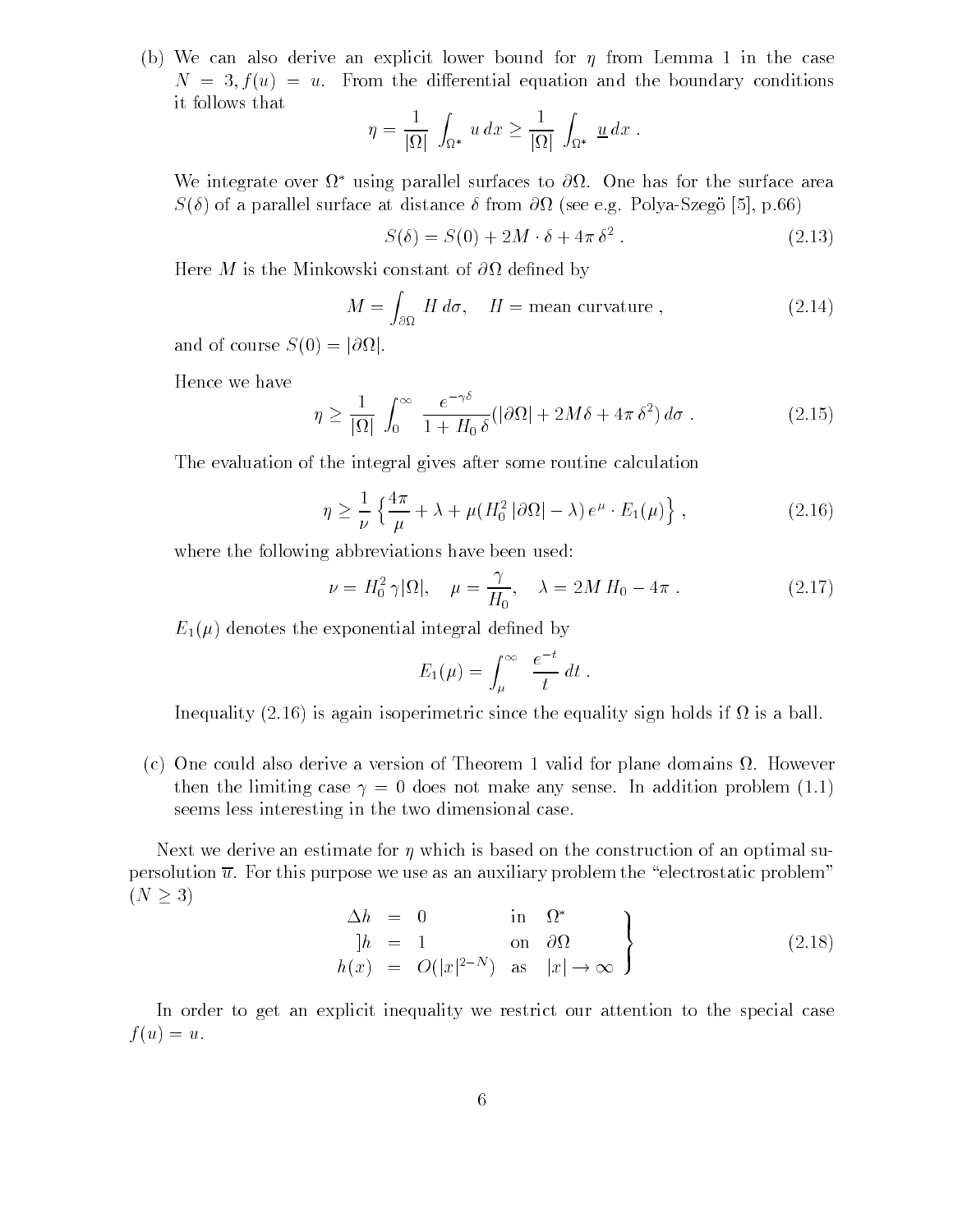(b) We can also derive an explicit lower bound for $\eta$ from Lemma 1 in the case $N = 3, f(u) = u$. From the differential equation and the boundary conditions it follows that

$$\eta = \frac{1}{|\Omega|} \int_{\Omega^*} u \, dx \geq \frac{1}{|\Omega|} \int_{\Omega^*} \underline{u} \, dx \ .$$

We integrate over $\Omega^*$ using parallel surfaces to $\partial\Omega$. One has for the surface area $S(\delta)$ of a parallel surface at distance $\delta$ from $\partial\Omega$ (see e.g. Polya-Szegö [5], p.66)

$$S(\delta) = S(0) + 2M \cdot \delta + 4\pi \, \delta^2 \ . \tag{2.13}$$

Here $M$ is the Minkowski constant of $\partial\Omega$ defined by

$$M = \int_{\partial\Omega} H \, d\sigma, \quad H = \text{mean curvature} \ , \tag{2.14}$$

and of course $S(0) = |\partial\Omega|$.

Hence we have

$$\eta \geq \frac{1}{|\Omega|} \int_0^\infty \frac{e^{-\gamma\delta}}{1 + H_0 \, \delta} (|\partial\Omega| + 2M\delta + 4\pi \, \delta^2) \, d\sigma \ . \tag{2.15}$$

The evaluation of the integral gives after some routine calculation

$$\eta \geq \frac{1}{\nu} \left\{ \frac{4\pi}{\mu} + \lambda + \mu (H_0^2 \, |\partial\Omega| - \lambda) \, e^{\mu} \cdot E_1(\mu) \right\} , \tag{2.16}$$

where the following abbreviations have been used:

$$\nu = H_0^2 \, \gamma |\Omega|, \quad \mu = \frac{\gamma}{H_0}, \quad \lambda = 2M \, H_0 - 4\pi \ . \tag{2.17}$$

$E_1(\mu)$ denotes the exponential integral defined by

$$E_1(\mu) = \int_\mu^\infty \frac{e^{-t}}{t} \, dt \ .$$

Inequality (2.16) is again isoperimetric since the equality sign holds if $\Omega$ is a ball.

(c) One could also derive a version of Theorem 1 valid for plane domains $\Omega$. However then the limiting case $\gamma = 0$ does not make any sense. In addition problem (1.1) seems less interesting in the two dimensional case.

Next we derive an estimate for $\eta$ which is based on the construction of an optimal supersolution $\overline{u}$. For this purpose we use as an auxiliary problem the "electrostatic problem" $(N \geq 3)$

$$\left.\begin{array}{rcll} \Delta h & = & 0 & \text{in} \quad \Omega^* \\ ]h & = & 1 & \text{on} \quad \partial\Omega \\ h(x) & = & O(|x|^{2-N}) & \text{as} \quad |x| \to \infty \end{array}\right\} \tag{2.18}$$

In order to get an explicit inequality we restrict our attention to the special case $f(u) = u$.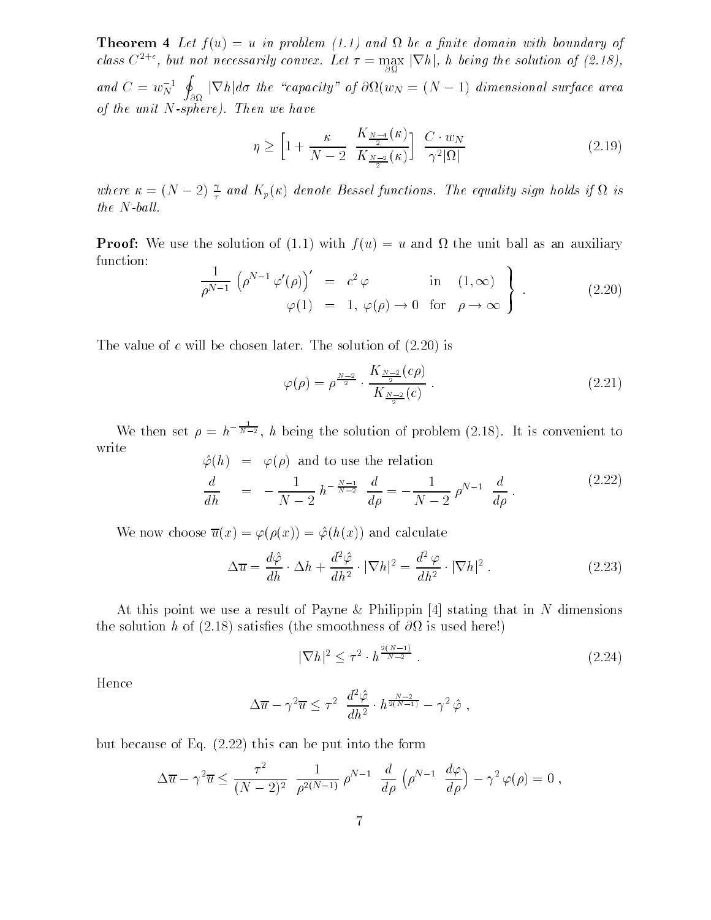**Theorem 4** *Let $f(u) = u$ in problem (1.1) and $\Omega$ be a finite domain with boundary of class $C^{2+\epsilon}$, but not necessarily convex. Let $\tau = \max\limits_{\partial\Omega} |\nabla h|$, $h$ being the solution of (2.18), and $C = w_N^{-1} \oint_{\partial\Omega} |\nabla h| d\sigma$ the "capacity" of $\partial\Omega$($w_N = (N-1)$ dimensional surface area of the unit $N$-sphere). Then we have*

$$\eta \geq \left[1 + \frac{\kappa}{N-2} \; \frac{K_{\frac{N-4}{2}}(\kappa)}{K_{\frac{N-2}{2}}(\kappa)}\right] \; \frac{C \cdot w_N}{\gamma^2 |\Omega|} \tag{2.19}$$

*where $\kappa = (N-2)\,\frac{\gamma}{\tau}$ and $K_p(\kappa)$ denote Bessel functions. The equality sign holds if $\Omega$ is the $N$-ball.*

**Proof:** We use the solution of (1.1) with $f(u) = u$ and $\Omega$ the unit ball as an auxiliary function:

$$\left.\begin{array}{rcll} \frac{1}{\rho^{N-1}} \left(\rho^{N-1}\,\varphi'(\rho)\right)' & = & c^2\,\varphi & \text{in} \quad (1,\infty) \\ \varphi(1) & = & 1, \; \varphi(\rho) \to 0 & \text{for} \quad \rho \to \infty \end{array}\right\} . \tag{2.20}$$

The value of $c$ will be chosen later. The solution of (2.20) is

$$\varphi(\rho) = \rho^{\frac{N-2}{2}} \cdot \frac{K_{\frac{N-2}{2}}(c\rho)}{K_{\frac{N-2}{2}}(c)} . \tag{2.21}$$

We then set $\rho = h^{-\frac{1}{N-2}}$, $h$ being the solution of problem (2.18). It is convenient to write

$$\begin{array}{rcl} \hat{\varphi}(h) & = & \varphi(\rho) \;\; \text{and to use the relation} \\ \frac{d}{dh} & = & -\,\frac{1}{N-2}\,h^{-\frac{N-1}{N-2}}\;\frac{d}{d\rho} = -\,\frac{1}{N-2}\,\rho^{N-1}\;\frac{d}{d\rho} . \end{array} \tag{2.22}$$

We now choose $\overline{u}(x) = \varphi(\rho(x)) = \hat{\varphi}(h(x))$ and calculate

$$\Delta \overline{u} = \frac{d\hat{\varphi}}{dh} \cdot \Delta h + \frac{d^2 \hat{\varphi}}{dh^2} \cdot |\nabla h|^2 = \frac{d^2\,\varphi}{dh^2} \cdot |\nabla h|^2 . \tag{2.23}$$

At this point we use a result of Payne & Philippin [4] stating that in $N$ dimensions the solution $h$ of (2.18) satisfies (the smoothness of $\partial\Omega$ is used here!)

$$|\nabla h|^2 \leq \tau^2 \cdot h^{\frac{2(N-1)}{N-2}} . \tag{2.24}$$

Hence

$$\Delta \overline{u} - \gamma^2 \overline{u} \leq \tau^2 \;\; \frac{d^2 \hat{\varphi}}{dh^2} \cdot h^{\frac{N-2}{2(N-1)}} - \gamma^2\,\hat{\varphi} ,$$

but because of Eq. (2.22) this can be put into the form

$$\Delta \overline{u} - \gamma^2 \overline{u} \leq \frac{\tau^2}{(N-2)^2} \;\; \frac{1}{\rho^{2(N-1)}}\,\rho^{N-1} \;\; \frac{d}{d\rho}\left(\rho^{N-1} \;\; \frac{d\varphi}{d\rho}\right) - \gamma^2\,\varphi(\rho) = 0 ,$$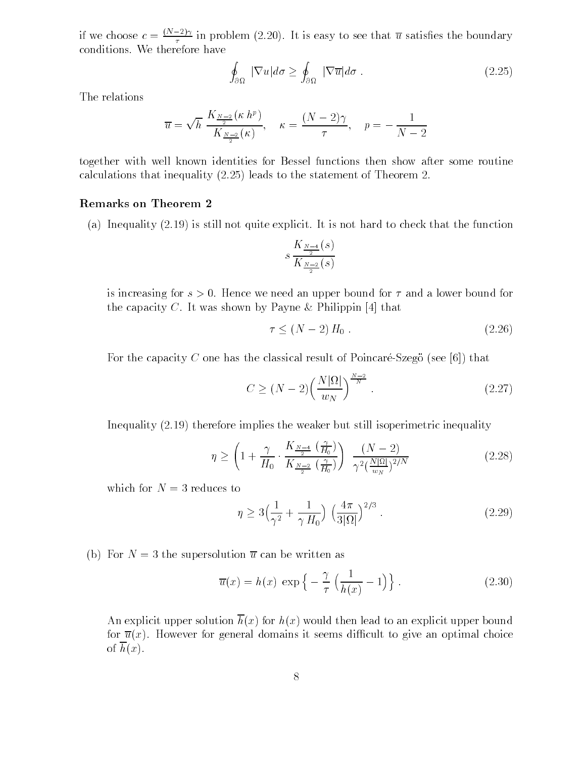if we choose $c = \frac{(N-2)\gamma}{\tau}$ in problem (2.20). It is easy to see that $\overline{u}$ satisfies the boundary conditions. We therefore have

$$\oint_{\partial\Omega} |\nabla u| d\sigma \geq \oint_{\partial\Omega} |\nabla \overline{u}| d\sigma \ . \tag{2.25}$$

The relations

$$\overline{u} = \sqrt{h}\ \frac{K_{\frac{N-2}{2}}(\kappa\, h^p)}{K_{\frac{N-2}{2}}(\kappa)}, \quad \kappa = \frac{(N-2)\gamma}{\tau}, \quad p = -\frac{1}{N-2}$$

together with well known identities for Bessel functions then show after some routine calculations that inequality (2.25) leads to the statement of Theorem 2.

### Remarks on Theorem 2

(a) Inequality (2.19) is still not quite explicit. It is not hard to check that the function

$$s\, \frac{K_{\frac{N-4}{2}}(s)}{K_{\frac{N-2}{2}}(s)}$$

is increasing for $s > 0$. Hence we need an upper bound for $\tau$ and a lower bound for the capacity $C$. It was shown by Payne & Philippin [4] that

$$\tau \leq (N-2)\, H_0 \ . \tag{2.26}$$

For the capacity $C$ one has the classical result of Poincaré-Szegö (see [6]) that

$$C \geq (N-2)\Big(\frac{N|\Omega|}{w_N}\Big)^{\frac{N-2}{N}} \ . \tag{2.27}$$

Inequality (2.19) therefore implies the weaker but still isoperimetric inequality

$$\eta \geq \left(1 + \frac{\gamma}{H_0} \cdot \frac{K_{\frac{N-4}{2}}\ (\frac{\gamma}{H_0})}{K_{\frac{N-2}{2}}\ (\frac{\gamma}{H_0})}\right)\ \frac{(N-2)}{\gamma^2 (\frac{N|\Omega|}{w_N})^{2/N}} \tag{2.28}$$

which for $N = 3$ reduces to

$$\eta \geq 3\Big(\frac{1}{\gamma^2} + \frac{1}{\gamma\, H_0}\Big)\ \Big(\frac{4\pi}{3|\Omega|}\Big)^{2/3} \ . \tag{2.29}$$

(b) For $N = 3$ the supersolution $\overline{u}$ can be written as

$$\overline{u}(x) = h(x)\ \exp\Big\{-\frac{\gamma}{\tau}\ \Big(\frac{1}{h(x)} - 1\Big)\Big\} \ . \tag{2.30}$$

An explicit upper solution $\overline{h}(x)$ for $h(x)$ would then lead to an explicit upper bound for $\overline{u}(x)$. However for general domains it seems difficult to give an optimal choice of $\overline{h}(x)$.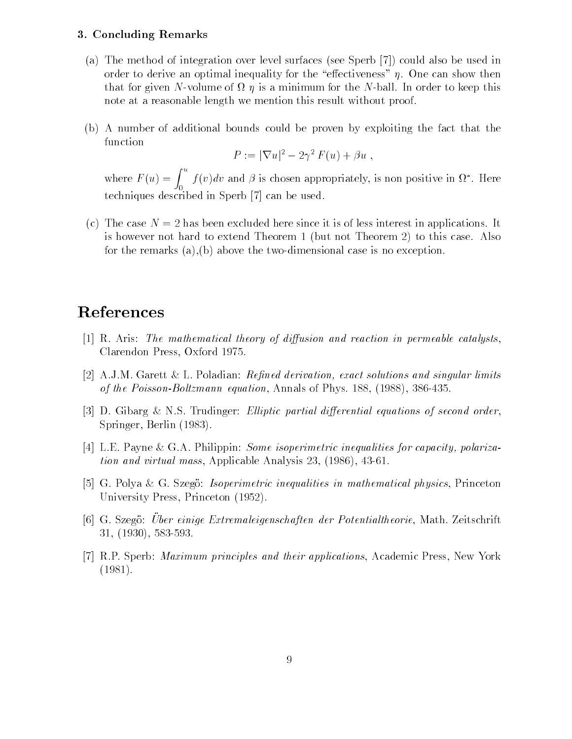### 3. Concluding Remarks

(a) The method of integration over level surfaces (see Sperb [7]) could also be used in order to derive an optimal inequality for the "effectiveness" $\eta$. One can show then that for given $N$-volume of $\Omega$ $\eta$ is a minimum for the $N$-ball. In order to keep this note at a reasonable length we mention this result without proof.

(b) A number of additional bounds could be proven by exploiting the fact that the function

$$P := |\nabla u|^2 - 2\gamma^2 F(u) + \beta u \ ,$$

where $F(u) = \int_0^u f(v)dv$ and $\beta$ is chosen appropriately, is non positive in $\Omega^*$. Here techniques described in Sperb [7] can be used.

(c) The case $N = 2$ has been excluded here since it is of less interest in applications. It is however not hard to extend Theorem 1 (but not Theorem 2) to this case. Also for the remarks (a),(b) above the two-dimensional case is no exception.

## References

[1] R. Aris: *The mathematical theory of diffusion and reaction in permeable catalysts*, Clarendon Press, Oxford 1975.

[2] A.J.M. Garett & L. Poladian: *Refined derivation, exact solutions and singular limits of the Poisson-Boltzmann equation*, Annals of Phys. 188, (1988), 386-435.

[3] D. Gibarg & N.S. Trudinger: *Elliptic partial differential equations of second order*, Springer, Berlin (1983).

[4] L.E. Payne & G.A. Philippin: *Some isoperimetric inequalities for capacity, polarization and virtual mass*, Applicable Analysis 23, (1986), 43-61.

[5] G. Polya & G. Szegö: *Isoperimetric inequalities in mathematical physics*, Princeton University Press, Princeton (1952).

[6] G. Szegö: *Über einige Extremaleigenschaften der Potentialtheorie*, Math. Zeitschrift 31, (1930), 583-593.

[7] R.P. Sperb: *Maximum principles and their applications*, Academic Press, New York (1981).